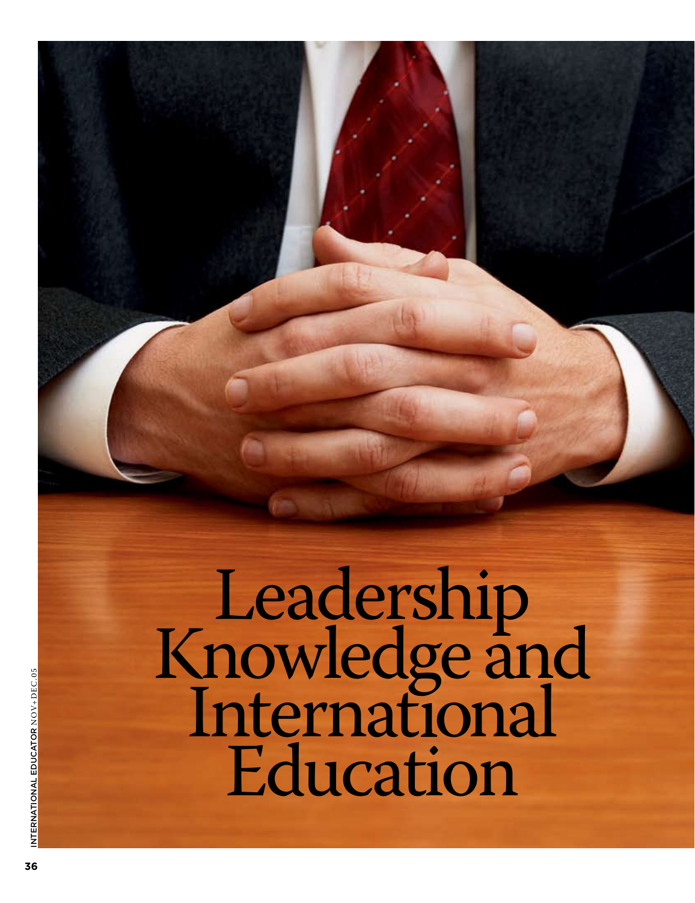# Leadership Knowledge and International Education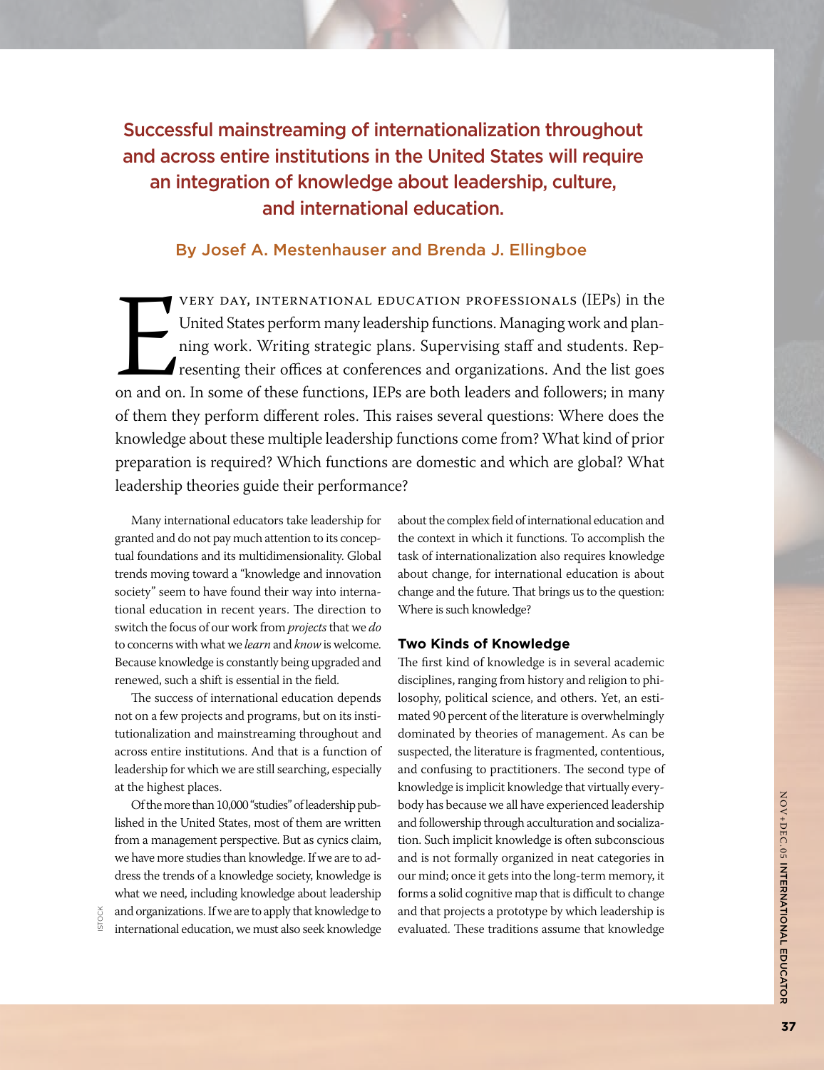# Successful mainstreaming of internationalization throughout and across entire institutions in the United States will require an integration of knowledge about leadership, culture, and international education.

By Josef A. Mestenhauser and Brenda J. Ellingboe

Every day, international education professionals (IEPs) in the United States perform many leadership functions. Managing work and planning work. Writing strategic plans. Supervising staff and students. Representing their offices at conferences and organizations. And the list goes on and on. In some of these functions, IEPs are both leaders and followers; in many of them they perform different roles. This raises several questions: Where does the knowledge about these multiple leadership functions come from? What kind of prior preparation is required? Which functions are domestic and which are global? What leadership theories guide their performance?

Many international educators take leadership for granted and do not pay much attention to its conceptual foundations and its multidimensionality. Global trends moving toward a "knowledge and innovation society" seem to have found their way into international education in recent years. The direction to switch the focus of our work from *projects* that we *do* to concerns with what we *learn* and *know* is welcome. Because knowledge is constantly being upgraded and renewed, such a shift is essential in the field.

The success of international education depends not on a few projects and programs, but on its institutionalization and mainstreaming throughout and across entire institutions. And that is a function of leadership for which we are still searching, especially at the highest places.

Of the more than 10,000 "studies" of leadership published in the United States, most of them are written from a management perspective. But as cynics claim, we have more studies than knowledge. If we are to address the trends of a knowledge society, knowledge is what we need, including knowledge about leadership and organizations. If we are to apply that knowledge to international education, we must also seek knowledge about the complex field of international education and the context in which it functions. To accomplish the task of internationalization also requires knowledge about change, for international education is about change and the future. That brings us to the question: Where is such knowledge?

## Two Kinds of Knowledge

The first kind of knowledge is in several academic disciplines, ranging from history and religion to philosophy, political science, and others. Yet, an estimated 90 percent of the literature is overwhelmingly dominated by theories of management. As can be suspected, the literature is fragmented, contentious, and confusing to practitioners. The second type of knowledge is implicit knowledge that virtually everybody has because we all have experienced leadership and followership through acculturation and socialization. Such implicit knowledge is often subconscious and is not formally organized in neat categories in our mind; once it gets into the long-term memory, it forms a solid cognitive map that is difficult to change and that projects a prototype by which leadership is evaluated. These traditions assume that knowledge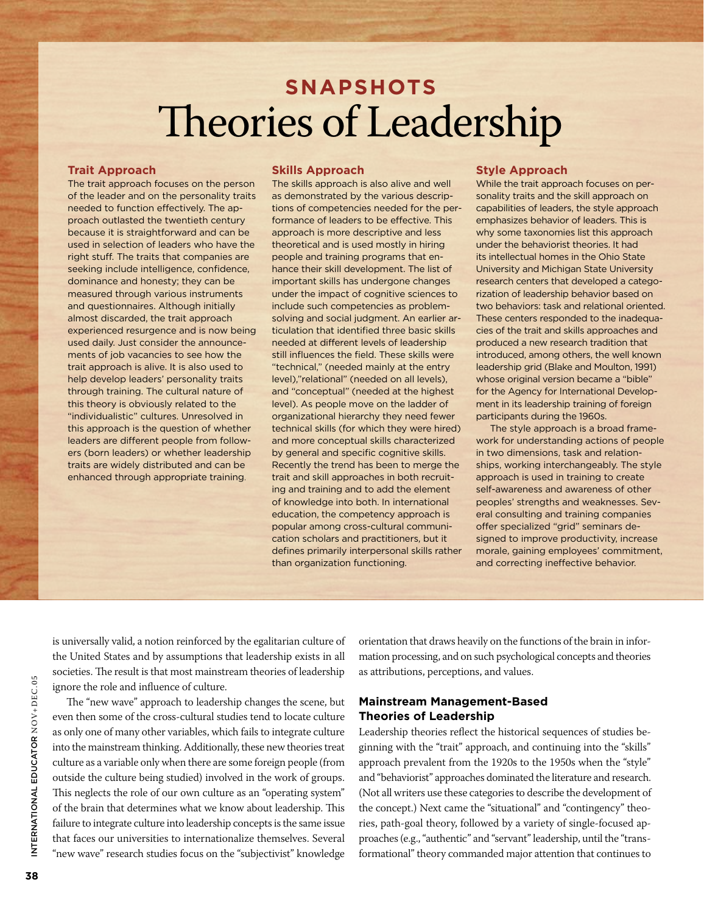# SNAPSHOTS
# Theories of Leadership

### Trait Approach

The trait approach focuses on the person of the leader and on the personality traits needed to function effectively. The approach outlasted the twentieth century because it is straightforward and can be used in selection of leaders who have the right stuff. The traits that companies are seeking include intelligence, confidence, dominance and honesty; they can be measured through various instruments and questionnaires. Although initially almost discarded, the trait approach experienced resurgence and is now being used daily. Just consider the announcements of job vacancies to see how the trait approach is alive. It is also used to help develop leaders' personality traits through training. The cultural nature of this theory is obviously related to the "individualistic" cultures. Unresolved in this approach is the question of whether leaders are different people from followers (born leaders) or whether leadership traits are widely distributed and can be enhanced through appropriate training.

### Skills Approach

The skills approach is also alive and well as demonstrated by the various descriptions of competencies needed for the performance of leaders to be effective. This approach is more descriptive and less theoretical and is used mostly in hiring people and training programs that enhance their skill development. The list of important skills has undergone changes under the impact of cognitive sciences to include such competencies as problem-solving and social judgment. An earlier articulation that identified three basic skills needed at different levels of leadership still influences the field. These skills were "technical," (needed mainly at the entry level),"relational" (needed on all levels), and "conceptual" (needed at the highest level). As people move on the ladder of organizational hierarchy they need fewer technical skills (for which they were hired) and more conceptual skills characterized by general and specific cognitive skills. Recently the trend has been to merge the trait and skill approaches in both recruiting and training and to add the element of knowledge into both. In international education, the competency approach is popular among cross-cultural communication scholars and practitioners, but it defines primarily interpersonal skills rather than organization functioning.

### Style Approach

While the trait approach focuses on personality traits and the skill approach on capabilities of leaders, the style approach emphasizes behavior of leaders. This is why some taxonomies list this approach under the behaviorist theories. It had its intellectual homes in the Ohio State University and Michigan State University research centers that developed a categorization of leadership behavior based on two behaviors: task and relational oriented. These centers responded to the inadequacies of the trait and skills approaches and produced a new research tradition that introduced, among others, the well known leadership grid (Blake and Moulton, 1991) whose original version became a "bible" for the Agency for International Development in its leadership training of foreign participants during the 1960s.

The style approach is a broad framework for understanding actions of people in two dimensions, task and relationships, working interchangeably. The style approach is used in training to create self-awareness and awareness of other peoples' strengths and weaknesses. Several consulting and training companies offer specialized "grid" seminars designed to improve productivity, increase morale, gaining employees' commitment, and correcting ineffective behavior.

---

is universally valid, a notion reinforced by the egalitarian culture of the United States and by assumptions that leadership exists in all societies. The result is that most mainstream theories of leadership ignore the role and influence of culture.

The "new wave" approach to leadership changes the scene, but even then some of the cross-cultural studies tend to locate culture as only one of many other variables, which fails to integrate culture into the mainstream thinking. Additionally, these new theories treat culture as a variable only when there are some foreign people (from outside the culture being studied) involved in the work of groups. This neglects the role of our own culture as an "operating system" of the brain that determines what we know about leadership. This failure to integrate culture into leadership concepts is the same issue that faces our universities to internationalize themselves. Several "new wave" research studies focus on the "subjectivist" knowledge orientation that draws heavily on the functions of the brain in information processing, and on such psychological concepts and theories as attributions, perceptions, and values.

## Mainstream Management-Based Theories of Leadership

Leadership theories reflect the historical sequences of studies beginning with the "trait" approach, and continuing into the "skills" approach prevalent from the 1920s to the 1950s when the "style" and "behaviorist" approaches dominated the literature and research. (Not all writers use these categories to describe the development of the concept.) Next came the "situational" and "contingency" theories, path-goal theory, followed by a variety of single-focused approaches (e.g., "authentic" and "servant" leadership, until the "transformational" theory commanded major attention that continues to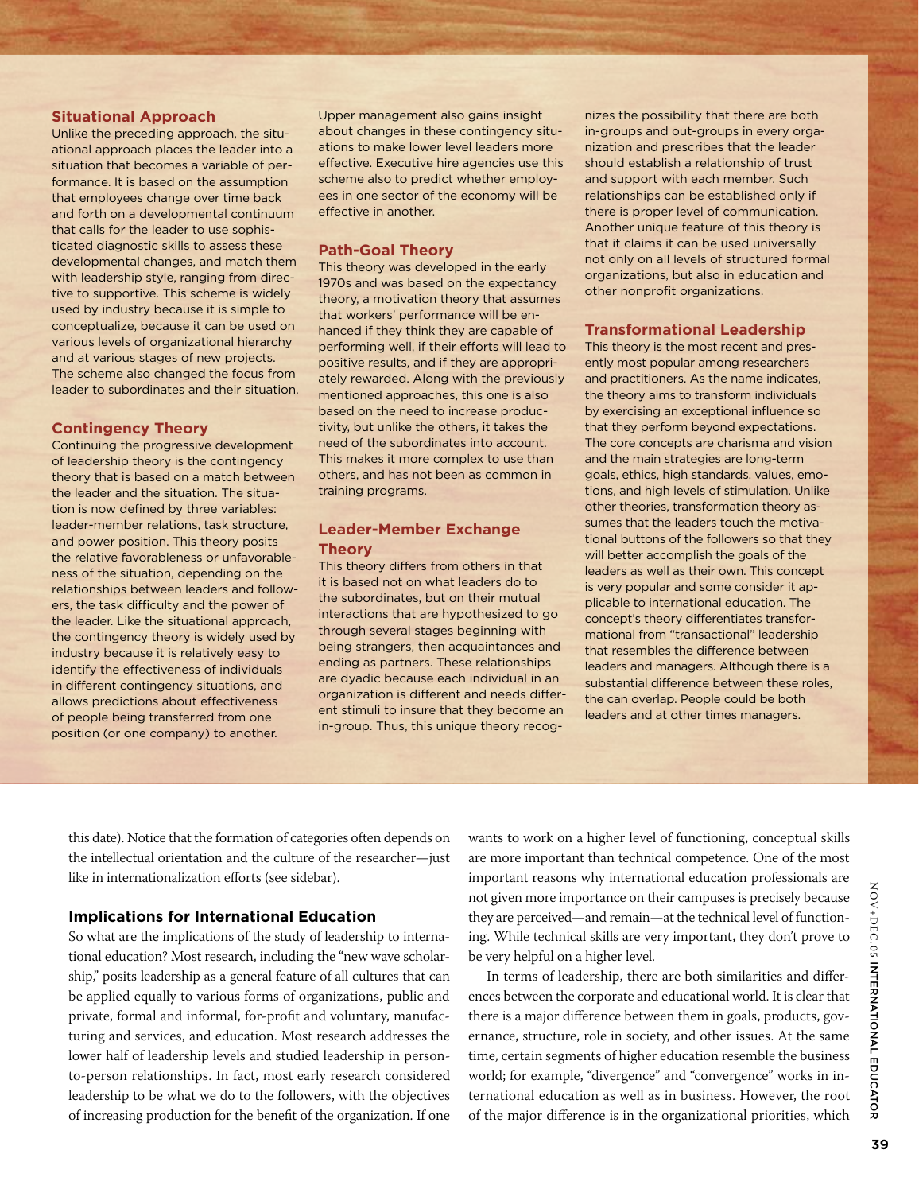### Situational Approach

Unlike the preceding approach, the situational approach places the leader into a situation that becomes a variable of performance. It is based on the assumption that employees change over time back and forth on a developmental continuum that calls for the leader to use sophisticated diagnostic skills to assess these developmental changes, and match them with leadership style, ranging from directive to supportive. This scheme is widely used by industry because it is simple to conceptualize, because it can be used on various levels of organizational hierarchy and at various stages of new projects. The scheme also changed the focus from leader to subordinates and their situation.

### Contingency Theory

Continuing the progressive development of leadership theory is the contingency theory that is based on a match between the leader and the situation. The situation is now defined by three variables: leader-member relations, task structure, and power position. This theory posits the relative favorableness or unfavorableness of the situation, depending on the relationships between leaders and followers, the task difficulty and the power of the leader. Like the situational approach, the contingency theory is widely used by industry because it is relatively easy to identify the effectiveness of individuals in different contingency situations, and allows predictions about effectiveness of people being transferred from one position (or one company) to another. Upper management also gains insight about changes in these contingency situations to make lower level leaders more effective. Executive hire agencies use this scheme also to predict whether employees in one sector of the economy will be effective in another.

### Path-Goal Theory

This theory was developed in the early 1970s and was based on the expectancy theory, a motivation theory that assumes that workers' performance will be enhanced if they think they are capable of performing well, if their efforts will lead to positive results, and if they are appropriately rewarded. Along with the previously mentioned approaches, this one is also based on the need to increase productivity, but unlike the others, it takes the need of the subordinates into account. This makes it more complex to use than others, and has not been as common in training programs.

### Leader-Member Exchange Theory

This theory differs from others in that it is based not on what leaders do to the subordinates, but on their mutual interactions that are hypothesized to go through several stages beginning with being strangers, then acquaintances and ending as partners. These relationships are dyadic because each individual in an organization is different and needs different stimuli to insure that they become an in-group. Thus, this unique theory recognizes the possibility that there are both in-groups and out-groups in every organization and prescribes that the leader should establish a relationship of trust and support with each member. Such relationships can be established only if there is proper level of communication. Another unique feature of this theory is that it claims it can be used universally not only on all levels of structured formal organizations, but also in education and other nonprofit organizations.

### Transformational Leadership

This theory is the most recent and presently most popular among researchers and practitioners. As the name indicates, the theory aims to transform individuals by exercising an exceptional influence so that they perform beyond expectations. The core concepts are charisma and vision and the main strategies are long-term goals, ethics, high standards, values, emotions, and high levels of stimulation. Unlike other theories, transformation theory assumes that the leaders touch the motivational buttons of the followers so that they will better accomplish the goals of the leaders as well as their own. This concept is very popular and some consider it applicable to international education. The concept's theory differentiates transformational from "transactional" leadership that resembles the difference between leaders and managers. Although there is a substantial difference between these roles, the can overlap. People could be both leaders and at other times managers.

---

this date). Notice that the formation of categories often depends on the intellectual orientation and the culture of the researcher—just like in internationalization efforts (see sidebar).

## Implications for International Education

So what are the implications of the study of leadership to international education? Most research, including the "new wave scholarship," posits leadership as a general feature of all cultures that can be applied equally to various forms of organizations, public and private, formal and informal, for-profit and voluntary, manufacturing and services, and education. Most research addresses the lower half of leadership levels and studied leadership in person-to-person relationships. In fact, most early research considered leadership to be what we do to the followers, with the objectives of increasing production for the benefit of the organization. If one wants to work on a higher level of functioning, conceptual skills are more important than technical competence. One of the most important reasons why international education professionals are not given more importance on their campuses is precisely because they are perceived—and remain—at the technical level of functioning. While technical skills are very important, they don't prove to be very helpful on a higher level.

In terms of leadership, there are both similarities and differences between the corporate and educational world. It is clear that there is a major difference between them in goals, products, governance, structure, role in society, and other issues. At the same time, certain segments of higher education resemble the business world; for example, "divergence" and "convergence" works in international education as well as in business. However, the root of the major difference is in the organizational priorities, which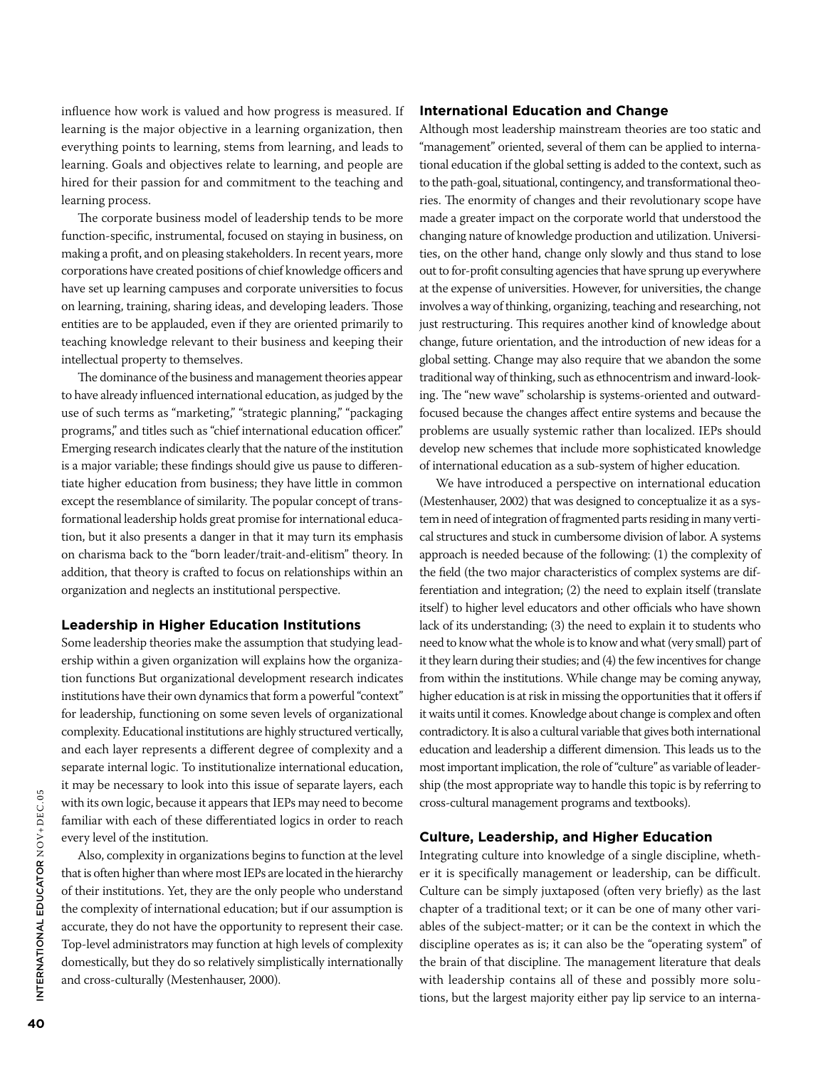influence how work is valued and how progress is measured. If learning is the major objective in a learning organization, then everything points to learning, stems from learning, and leads to learning. Goals and objectives relate to learning, and people are hired for their passion for and commitment to the teaching and learning process.

The corporate business model of leadership tends to be more function-specific, instrumental, focused on staying in business, on making a profit, and on pleasing stakeholders. In recent years, more corporations have created positions of chief knowledge officers and have set up learning campuses and corporate universities to focus on learning, training, sharing ideas, and developing leaders. Those entities are to be applauded, even if they are oriented primarily to teaching knowledge relevant to their business and keeping their intellectual property to themselves.

The dominance of the business and management theories appear to have already influenced international education, as judged by the use of such terms as "marketing," "strategic planning," "packaging programs," and titles such as "chief international education officer." Emerging research indicates clearly that the nature of the institution is a major variable; these findings should give us pause to differentiate higher education from business; they have little in common except the resemblance of similarity. The popular concept of transformational leadership holds great promise for international education, but it also presents a danger in that it may turn its emphasis on charisma back to the "born leader/trait-and-elitism" theory. In addition, that theory is crafted to focus on relationships within an organization and neglects an institutional perspective.

## Leadership in Higher Education Institutions

Some leadership theories make the assumption that studying leadership within a given organization will explains how the organization functions But organizational development research indicates institutions have their own dynamics that form a powerful "context" for leadership, functioning on some seven levels of organizational complexity. Educational institutions are highly structured vertically, and each layer represents a different degree of complexity and a separate internal logic. To institutionalize international education, it may be necessary to look into this issue of separate layers, each with its own logic, because it appears that IEPs may need to become familiar with each of these differentiated logics in order to reach every level of the institution.

Also, complexity in organizations begins to function at the level that is often higher than where most IEPs are located in the hierarchy of their institutions. Yet, they are the only people who understand the complexity of international education; but if our assumption is accurate, they do not have the opportunity to represent their case. Top-level administrators may function at high levels of complexity domestically, but they do so relatively simplistically internationally and cross-culturally (Mestenhauser, 2000).

## International Education and Change

Although most leadership mainstream theories are too static and "management" oriented, several of them can be applied to international education if the global setting is added to the context, such as to the path-goal, situational, contingency, and transformational theories. The enormity of changes and their revolutionary scope have made a greater impact on the corporate world that understood the changing nature of knowledge production and utilization. Universities, on the other hand, change only slowly and thus stand to lose out to for-profit consulting agencies that have sprung up everywhere at the expense of universities. However, for universities, the change involves a way of thinking, organizing, teaching and researching, not just restructuring. This requires another kind of knowledge about change, future orientation, and the introduction of new ideas for a global setting. Change may also require that we abandon the some traditional way of thinking, such as ethnocentrism and inward-looking. The "new wave" scholarship is systems-oriented and outward-focused because the changes affect entire systems and because the problems are usually systemic rather than localized. IEPs should develop new schemes that include more sophisticated knowledge of international education as a sub-system of higher education.

We have introduced a perspective on international education (Mestenhauser, 2002) that was designed to conceptualize it as a system in need of integration of fragmented parts residing in many vertical structures and stuck in cumbersome division of labor. A systems approach is needed because of the following: (1) the complexity of the field (the two major characteristics of complex systems are differentiation and integration; (2) the need to explain itself (translate itself) to higher level educators and other officials who have shown lack of its understanding; (3) the need to explain it to students who need to know what the whole is to know and what (very small) part of it they learn during their studies; and (4) the few incentives for change from within the institutions. While change may be coming anyway, higher education is at risk in missing the opportunities that it offers if it waits until it comes. Knowledge about change is complex and often contradictory. It is also a cultural variable that gives both international education and leadership a different dimension. This leads us to the most important implication, the role of "culture" as variable of leadership (the most appropriate way to handle this topic is by referring to cross-cultural management programs and textbooks).

## Culture, Leadership, and Higher Education

Integrating culture into knowledge of a single discipline, whether it is specifically management or leadership, can be difficult. Culture can be simply juxtaposed (often very briefly) as the last chapter of a traditional text; or it can be one of many other variables of the subject-matter; or it can be the context in which the discipline operates as is; it can also be the "operating system" of the brain of that discipline. The management literature that deals with leadership contains all of these and possibly more solutions, but the largest majority either pay lip service to an interna-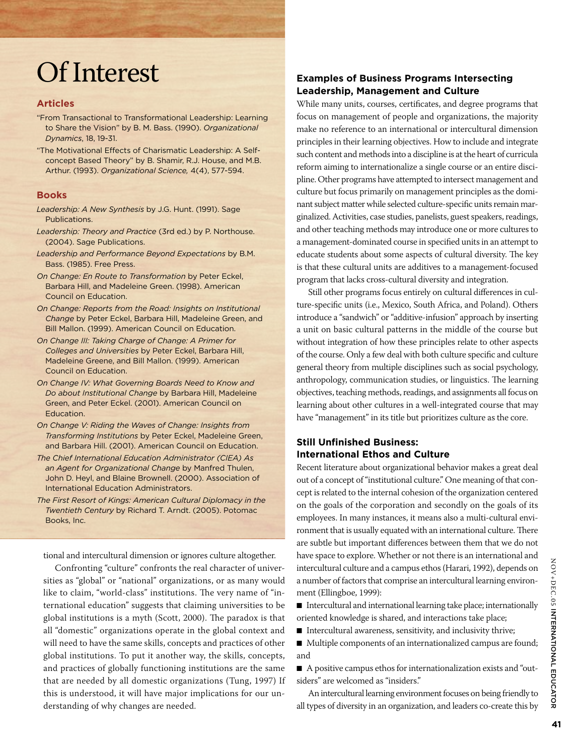tional and intercultural dimension or ignores culture altogether.

Confronting "culture" confronts the real character of universities as "global" or "national" organizations, or as many would like to claim, "world-class" institutions. The very name of "international education" suggests that claiming universities to be global institutions is a myth (Scott, 2000). The paradox is that all "domestic" organizations operate in the global context and will need to have the same skills, concepts and practices of other global institutions. To put it another way, the skills, concepts, and practices of globally functioning institutions are the same that are needed by all domestic organizations (Tung, 1997) If this is understood, it will have major implications for our understanding of why changes are needed.

## Of Interest

### Articles

"From Transactional to Transformational Leadership: Learning to Share the Vision" by B. M. Bass. (1990). *Organizational Dynamics*, 18, 19-31.

"The Motivational Effects of Charismatic Leadership: A Self-concept Based Theory" by B. Shamir, R.J. House, and M.B. Arthur. (1993). *Organizational Science,* 4(4), 577-594.

### Books

*Leadership: A New Synthesis* by J.G. Hunt. (1991). Sage Publications.

*Leadership: Theory and Practice* (3rd ed.) by P. Northouse. (2004). Sage Publications.

*Leadership and Performance Beyond Expectations* by B.M. Bass. (1985). Free Press.

*On Change: En Route to Transformation* by Peter Eckel, Barbara Hill, and Madeleine Green. (1998). American Council on Education.

*On Change: Reports from the Road: Insights on Institutional Change* by Peter Eckel, Barbara Hill, Madeleine Green, and Bill Mallon. (1999). American Council on Education.

*On Change III: Taking Charge of Change: A Primer for Colleges and Universities* by Peter Eckel, Barbara Hill, Madeleine Greene, and Bill Mallon. (1999). American Council on Education.

*On Change IV: What Governing Boards Need to Know and Do about Institutional Change* by Barbara Hill, Madeleine Green, and Peter Eckel. (2001). American Council on Education.

*On Change V: Riding the Waves of Change: Insights from Transforming Institutions* by Peter Eckel, Madeleine Green, and Barbara Hill. (2001). American Council on Education.

*The Chief International Education Administrator (CIEA) As an Agent for Organizational Change* by Manfred Thulen, John D. Heyl, and Blaine Brownell. (2000). Association of International Education Administrators.

*The First Resort of Kings: American Cultural Diplomacy in the Twentieth Century* by Richard T. Arndt. (2005). Potomac Books, Inc.

### Examples of Business Programs Intersecting Leadership, Management and Culture

While many units, courses, certificates, and degree programs that focus on management of people and organizations, the majority make no reference to an international or intercultural dimension principles in their learning objectives. How to include and integrate such content and methods into a discipline is at the heart of curricula reform aiming to internationalize a single course or an entire discipline. Other programs have attempted to intersect management and culture but focus primarily on management principles as the dominant subject matter while selected culture-specific units remain marginalized. Activities, case studies, panelists, guest speakers, readings, and other teaching methods may introduce one or more cultures to a management-dominated course in specified units in an attempt to educate students about some aspects of cultural diversity. The key is that these cultural units are additives to a management-focused program that lacks cross-cultural diversity and integration.

Still other programs focus entirely on cultural differences in culture-specific units (i.e., Mexico, South Africa, and Poland). Others introduce a "sandwich" or "additive-infusion" approach by inserting a unit on basic cultural patterns in the middle of the course but without integration of how these principles relate to other aspects of the course. Only a few deal with both culture specific and culture general theory from multiple disciplines such as social psychology, anthropology, communication studies, or linguistics. The learning objectives, teaching methods, readings, and assignments all focus on learning about other cultures in a well-integrated course that may have "management" in its title but prioritizes culture as the core.

### Still Unfinished Business: International Ethos and Culture

Recent literature about organizational behavior makes a great deal out of a concept of "institutional culture." One meaning of that concept is related to the internal cohesion of the organization centered on the goals of the corporation and secondly on the goals of its employees. In many instances, it means also a multi-cultural environment that is usually equated with an international culture. There are subtle but important differences between them that we do not have space to explore. Whether or not there is an international and intercultural culture and a campus ethos (Harari, 1992), depends on a number of factors that comprise an intercultural learning environment (Ellingboe, 1999):

- Intercultural and international learning take place; internationally oriented knowledge is shared, and interactions take place;
- Intercultural awareness, sensitivity, and inclusivity thrive;
- Multiple components of an internationalized campus are found; and
- A positive campus ethos for internationalization exists and "outsiders" are welcomed as "insiders."

An intercultural learning environment focuses on being friendly to all types of diversity in an organization, and leaders co-create this by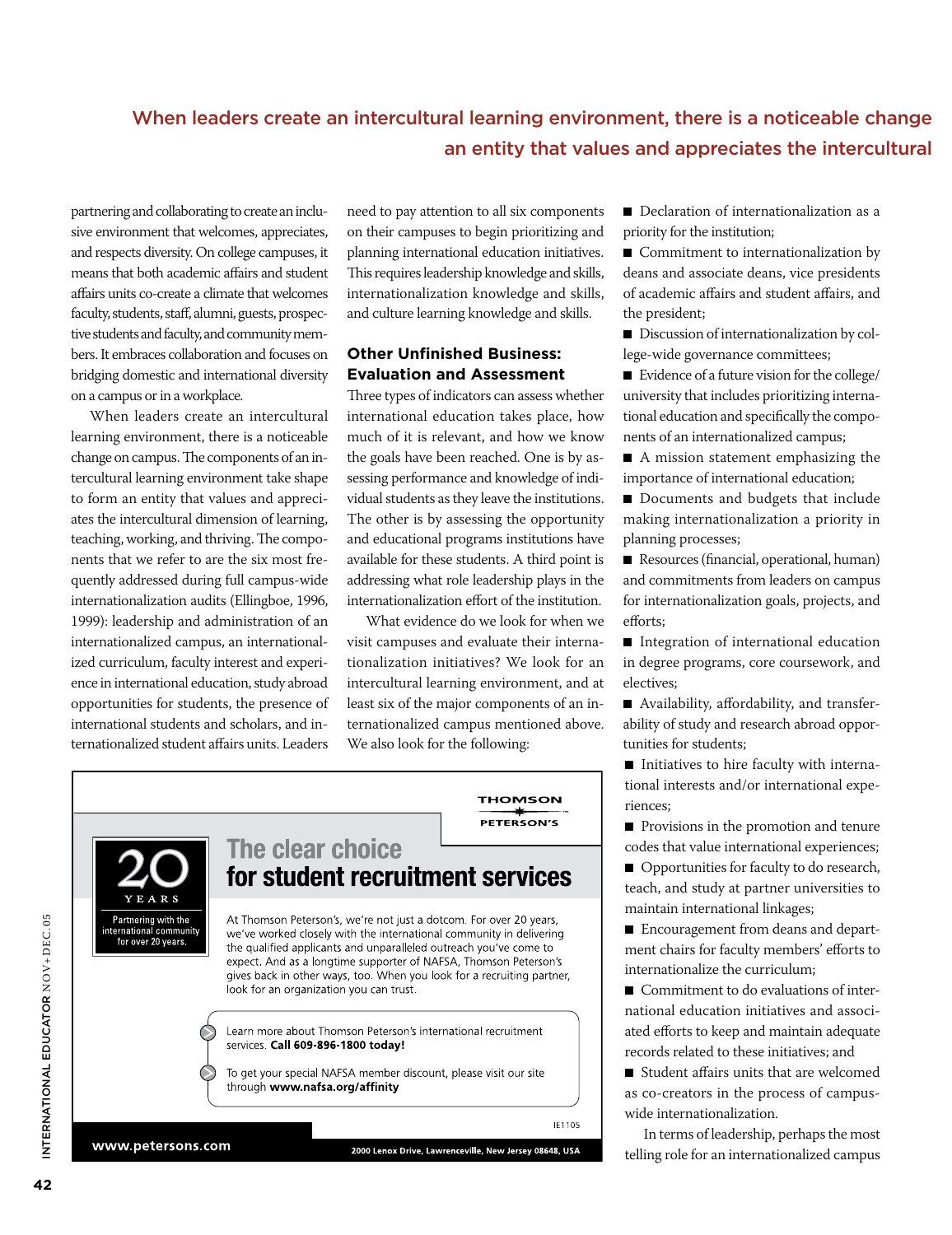> When leaders create an intercultural learning environment, there is a noticeable change an entity that values and appreciates the intercultural

partnering and collaborating to create an inclusive environment that welcomes, appreciates, and respects diversity. On college campuses, it means that both academic affairs and student affairs units co-create a climate that welcomes faculty, students, staff, alumni, guests, prospective students and faculty, and community members. It embraces collaboration and focuses on bridging domestic and international diversity on a campus or in a workplace.

When leaders create an intercultural learning environment, there is a noticeable change on campus. The components of an intercultural learning environment take shape to form an entity that values and appreciates the intercultural dimension of learning, teaching, working, and thriving. The components that we refer to are the six most frequently addressed during full campus-wide internationalization audits (Ellingboe, 1996, 1999): leadership and administration of an internationalized campus, an internationalized curriculum, faculty interest and experience in international education, study abroad opportunities for students, the presence of international students and scholars, and internationalized student affairs units. Leaders need to pay attention to all six components on their campuses to begin prioritizing and planning international education initiatives. This requires leadership knowledge and skills, internationalization knowledge and skills, and culture learning knowledge and skills.

## Other Unfinished Business: Evaluation and Assessment

Three types of indicators can assess whether international education takes place, how much of it is relevant, and how we know the goals have been reached. One is by assessing performance and knowledge of individual students as they leave the institutions. The other is by assessing the opportunity and educational programs institutions have available for these students. A third point is addressing what role leadership plays in the internationalization effort of the institution.

What evidence do we look for when we visit campuses and evaluate their internationalization initiatives? We look for an intercultural learning environment, and at least six of the major components of an internationalized campus mentioned above. We also look for the following:

- Declaration of internationalization as a priority for the institution;
- Commitment to internationalization by deans and associate deans, vice presidents of academic affairs and student affairs, and the president;
- Discussion of internationalization by college-wide governance committees;
- Evidence of a future vision for the college/university that includes prioritizing international education and specifically the components of an internationalized campus;
- A mission statement emphasizing the importance of international education;
- Documents and budgets that include making internationalization a priority in planning processes;
- Resources (financial, operational, human) and commitments from leaders on campus for internationalization goals, projects, and efforts;
- Integration of international education in degree programs, core coursework, and electives;
- Availability, affordability, and transferability of study and research abroad opportunities for students;
- Initiatives to hire faculty with international interests and/or international experiences;
- Provisions in the promotion and tenure codes that value international experiences;
- Opportunities for faculty to do research, teach, and study at partner universities to maintain international linkages;
- Encouragement from deans and department chairs for faculty members' efforts to internationalize the curriculum;
- Commitment to do evaluations of international education initiatives and associated efforts to keep and maintain adequate records related to these initiatives; and
- Student affairs units that are welcomed as co-creators in the process of campus-wide internationalization.

In terms of leadership, perhaps the most telling role for an internationalized campus

---

THOMSON PETERSON'S

20 YEARS

Partnering with the international community for over 20 years.

**The clear choice for student recruitment services**

At Thomson Peterson's, we're not just a dotcom. For over 20 years, we've worked closely with the international community in delivering the qualified applicants and unparalleled outreach you've come to expect. And as a longtime supporter of NAFSA, Thomson Peterson's gives back in other ways, too. When you look for a recruiting partner, look for an organization you can trust.

Learn more about Thomson Peterson's international recruitment services. **Call 609-896-1800 today!**

To get your special NAFSA member discount, please visit our site through **www.nafsa.org/affinity**

IE1105

**www.petersons.com**

**2000 Lenox Drive, Lawrenceville, New Jersey 08648, USA**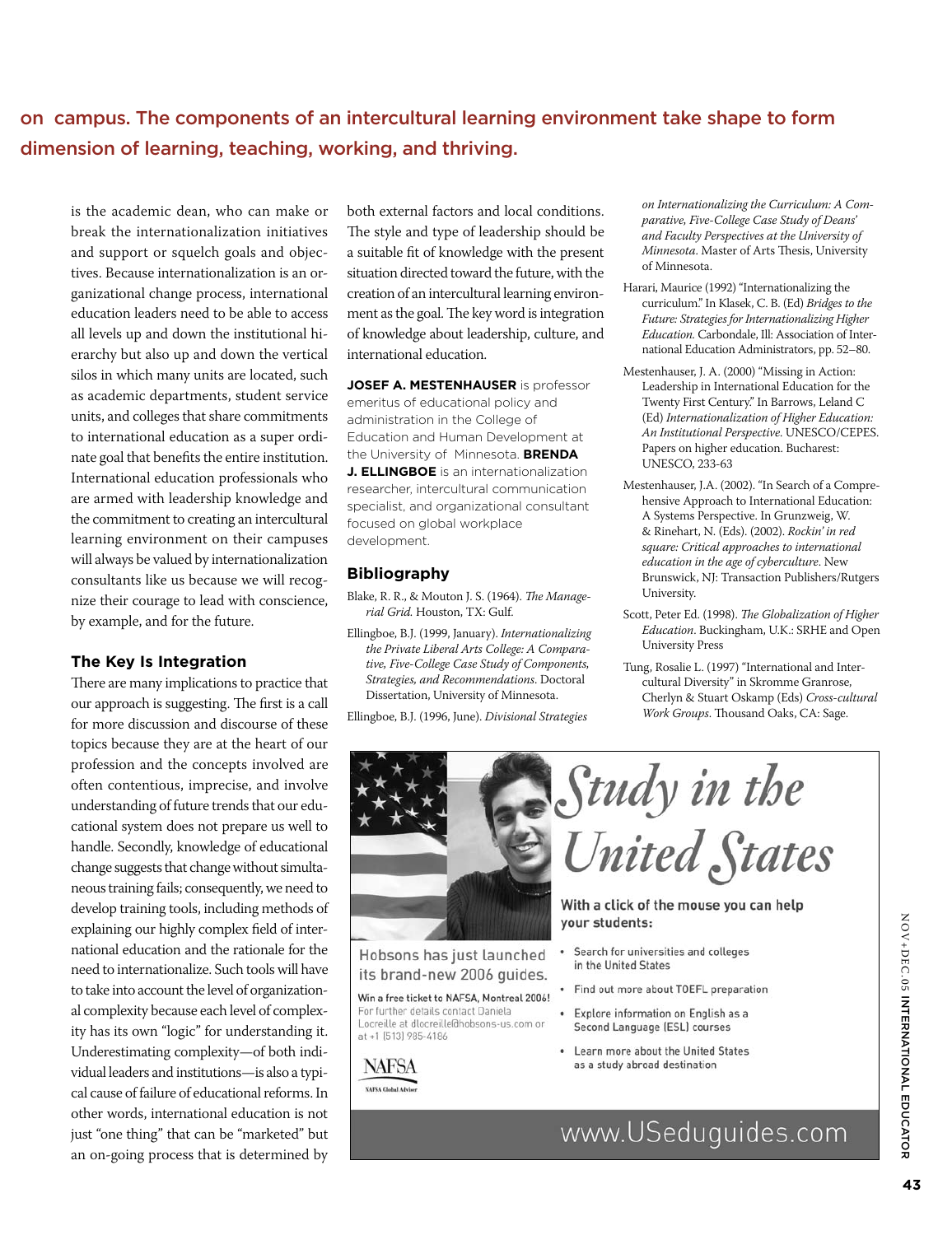on campus. The components of an intercultural learning environment take shape to form dimension of learning, teaching, working, and thriving.

is the academic dean, who can make or break the internationalization initiatives and support or squelch goals and objectives. Because internationalization is an organizational change process, international education leaders need to be able to access all levels up and down the institutional hierarchy but also up and down the vertical silos in which many units are located, such as academic departments, student service units, and colleges that share commitments to international education as a super ordinate goal that benefits the entire institution. International education professionals who are armed with leadership knowledge and the commitment to creating an intercultural learning environment on their campuses will always be valued by internationalization consultants like us because we will recognize their courage to lead with conscience, by example, and for the future.

### The Key Is Integration

There are many implications to practice that our approach is suggesting. The first is a call for more discussion and discourse of these topics because they are at the heart of our profession and the concepts involved are often contentious, imprecise, and involve understanding of future trends that our educational system does not prepare us well to handle. Secondly, knowledge of educational change suggests that change without simultaneous training fails; consequently, we need to develop training tools, including methods of explaining our highly complex field of international education and the rationale for the need to internationalize. Such tools will have to take into account the level of organizational complexity because each level of complexity has its own "logic" for understanding it. Underestimating complexity—of both individual leaders and institutions—is also a typical cause of failure of educational reforms. In other words, international education is not just "one thing" that can be "marketed" but an on-going process that is determined by both external factors and local conditions. The style and type of leadership should be a suitable fit of knowledge with the present situation directed toward the future, with the creation of an intercultural learning environment as the goal. The key word is integration of knowledge about leadership, culture, and international education.

**JOSEF A. MESTENHAUSER** is professor emeritus of educational policy and administration in the College of Education and Human Development at the University of Minnesota. **BRENDA J. ELLINGBOE** is an internationalization researcher, intercultural communication specialist, and organizational consultant focused on global workplace development.

### Bibliography

Blake, R. R., & Mouton J. S. (1964). *The Managerial Grid.* Houston, TX: Gulf.

Ellingboe, B.J. (1999, January). *Internationalizing the Private Liberal Arts College: A Comparative, Five-College Case Study of Components, Strategies, and Recommendations.* Doctoral Dissertation, University of Minnesota.

Ellingboe, B.J. (1996, June). *Divisional Strategies on Internationalizing the Curriculum: A Comparative, Five-College Case Study of Deans' and Faculty Perspectives at the University of Minnesota.* Master of Arts Thesis, University of Minnesota.

Harari, Maurice (1992) "Internationalizing the curriculum." In Klasek, C. B. (Ed) *Bridges to the Future: Strategies for Internationalizing Higher Education.* Carbondale, Ill: Association of International Education Administrators, pp. 52–80.

Mestenhauser, J. A. (2000) "Missing in Action: Leadership in International Education for the Twenty First Century." In Barrows, Leland C (Ed) *Internationalization of Higher Education: An Institutional Perspective.* UNESCO/CEPES. Papers on higher education. Bucharest: UNESCO, 233-63

Mestenhauser, J.A. (2002). "In Search of a Comprehensive Approach to International Education: A Systems Perspective. In Grunzweig, W. & Rinehart, N. (Eds). (2002). *Rockin' in red square: Critical approaches to international education in the age of cyberculture.* New Brunswick, NJ: Transaction Publishers/Rutgers University.

Scott, Peter Ed. (1998). *The Globalization of Higher Education.* Buckingham, U.K.: SRHE and Open University Press

Tung, Rosalie L. (1997) "International and Intercultural Diversity" in Skromme Granrose, Cherlyn & Stuart Oskamp (Eds) *Cross-cultural Work Groups.* Thousand Oaks, CA: Sage.

Study in the United States

With a click of the mouse you can help your students:

- Search for universities and colleges in the United States
- Find out more about TOEFL preparation
- Explore information on English as a Second Language (ESL) courses
- Learn more about the United States as a study abroad destination

Hobsons has just launched its brand-new 2006 guides.

Win a free ticket to NAFSA, Montreal 2006! For further details contact Daniela Locreille at dlocreille@hobsons-us.com or at +1 (513) 985-4186

NAFSA Global Adviser

www.USeduguides.com